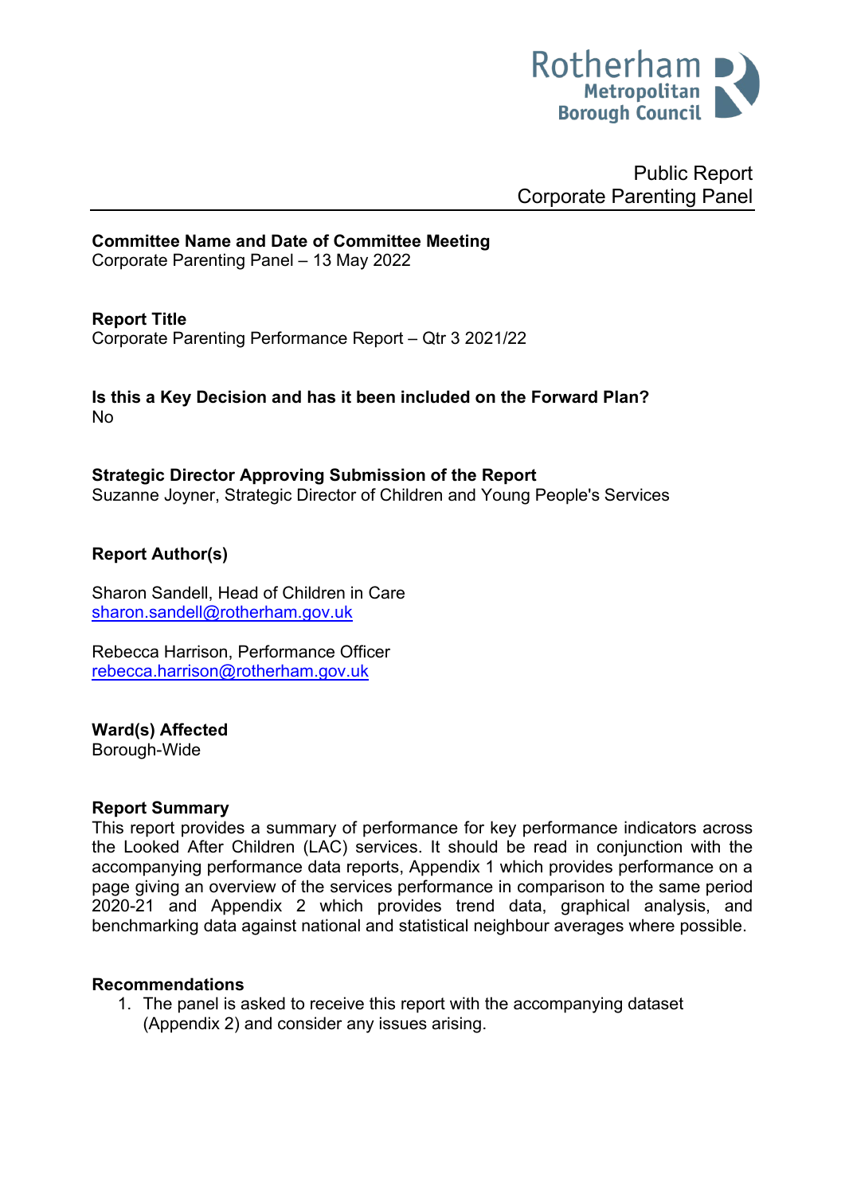Rotherham Metropolitan Borough Council

Public Report
Corporate Parenting Panel

**Committee Name and Date of Committee Meeting**
Corporate Parenting Panel – 13 May 2022

**Report Title**
Corporate Parenting Performance Report – Qtr 3 2021/22

**Is this a Key Decision and has it been included on the Forward Plan?**
No

**Strategic Director Approving Submission of the Report**
Suzanne Joyner, Strategic Director of Children and Young People's Services

**Report Author(s)**

Sharon Sandell, Head of Children in Care
sharon.sandell@rotherham.gov.uk

Rebecca Harrison, Performance Officer
rebecca.harrison@rotherham.gov.uk

**Ward(s) Affected**
Borough-Wide

**Report Summary**
This report provides a summary of performance for key performance indicators across the Looked After Children (LAC) services. It should be read in conjunction with the accompanying performance data reports, Appendix 1 which provides performance on a page giving an overview of the services performance in comparison to the same period 2020-21 and Appendix 2 which provides trend data, graphical analysis, and benchmarking data against national and statistical neighbour averages where possible.

**Recommendations**

1. The panel is asked to receive this report with the accompanying dataset (Appendix 2) and consider any issues arising.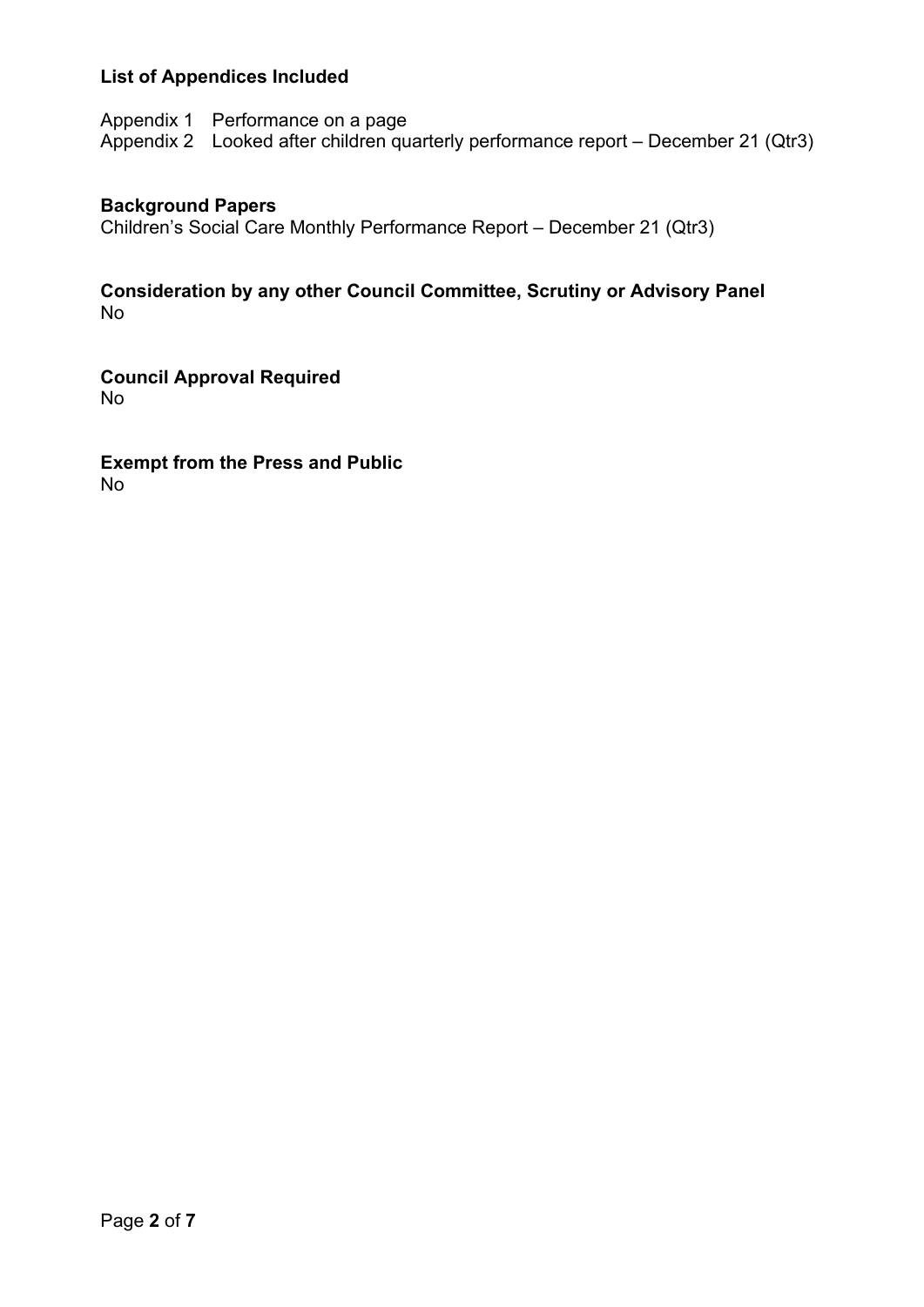**List of Appendices Included**

Appendix 1 Performance on a page
Appendix 2 Looked after children quarterly performance report – December 21 (Qtr3)

**Background Papers**
Children's Social Care Monthly Performance Report – December 21 (Qtr3)

**Consideration by any other Council Committee, Scrutiny or Advisory Panel**
No

**Council Approval Required**
No

**Exempt from the Press and Public**
No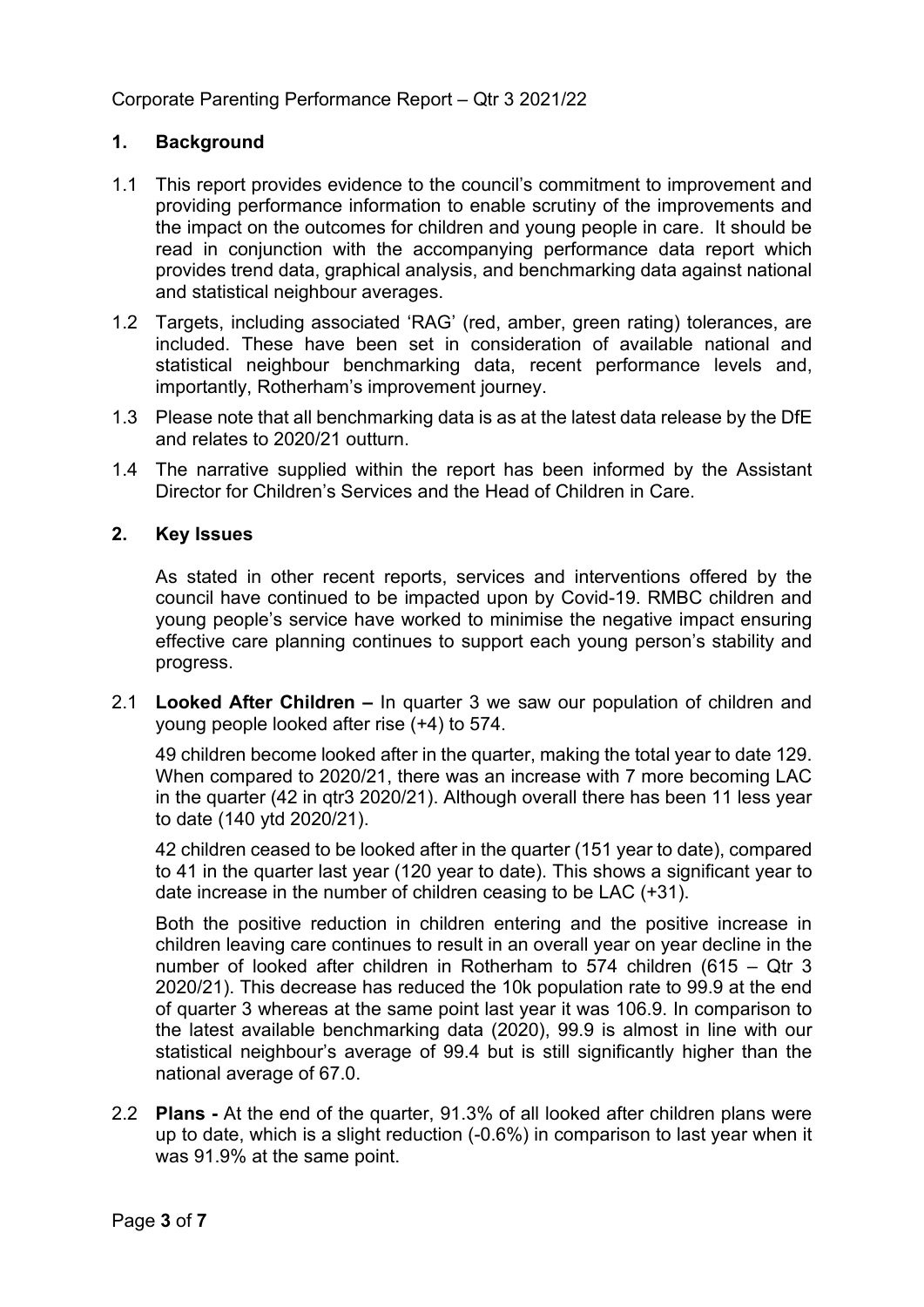Corporate Parenting Performance Report – Qtr 3 2021/22

## 1. Background

1.1 This report provides evidence to the council's commitment to improvement and providing performance information to enable scrutiny of the improvements and the impact on the outcomes for children and young people in care. It should be read in conjunction with the accompanying performance data report which provides trend data, graphical analysis, and benchmarking data against national and statistical neighbour averages.

1.2 Targets, including associated 'RAG' (red, amber, green rating) tolerances, are included. These have been set in consideration of available national and statistical neighbour benchmarking data, recent performance levels and, importantly, Rotherham's improvement journey.

1.3 Please note that all benchmarking data is as at the latest data release by the DfE and relates to 2020/21 outturn.

1.4 The narrative supplied within the report has been informed by the Assistant Director for Children's Services and the Head of Children in Care.

## 2. Key Issues

As stated in other recent reports, services and interventions offered by the council have continued to be impacted upon by Covid-19. RMBC children and young people's service have worked to minimise the negative impact ensuring effective care planning continues to support each young person's stability and progress.

2.1 **Looked After Children –** In quarter 3 we saw our population of children and young people looked after rise (+4) to 574.

49 children become looked after in the quarter, making the total year to date 129. When compared to 2020/21, there was an increase with 7 more becoming LAC in the quarter (42 in qtr3 2020/21). Although overall there has been 11 less year to date (140 ytd 2020/21).

42 children ceased to be looked after in the quarter (151 year to date), compared to 41 in the quarter last year (120 year to date). This shows a significant year to date increase in the number of children ceasing to be LAC (+31).

Both the positive reduction in children entering and the positive increase in children leaving care continues to result in an overall year on year decline in the number of looked after children in Rotherham to 574 children (615 – Qtr 3 2020/21). This decrease has reduced the 10k population rate to 99.9 at the end of quarter 3 whereas at the same point last year it was 106.9. In comparison to the latest available benchmarking data (2020), 99.9 is almost in line with our statistical neighbour's average of 99.4 but is still significantly higher than the national average of 67.0.

2.2 **Plans -** At the end of the quarter, 91.3% of all looked after children plans were up to date, which is a slight reduction (-0.6%) in comparison to last year when it was 91.9% at the same point.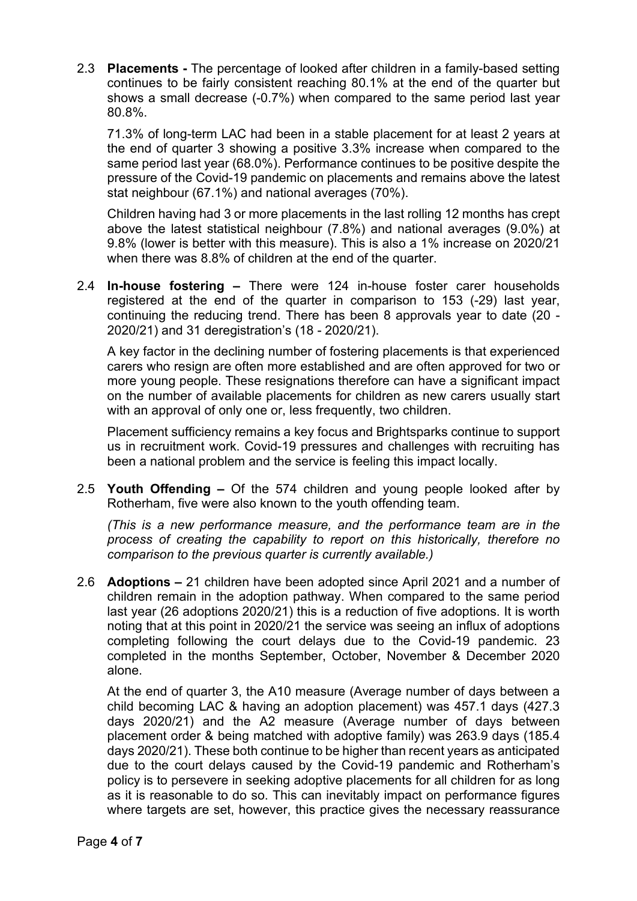2.3 **Placements -** The percentage of looked after children in a family-based setting continues to be fairly consistent reaching 80.1% at the end of the quarter but shows a small decrease (-0.7%) when compared to the same period last year 80.8%.

71.3% of long-term LAC had been in a stable placement for at least 2 years at the end of quarter 3 showing a positive 3.3% increase when compared to the same period last year (68.0%). Performance continues to be positive despite the pressure of the Covid-19 pandemic on placements and remains above the latest stat neighbour (67.1%) and national averages (70%).

Children having had 3 or more placements in the last rolling 12 months has crept above the latest statistical neighbour (7.8%) and national averages (9.0%) at 9.8% (lower is better with this measure). This is also a 1% increase on 2020/21 when there was 8.8% of children at the end of the quarter.

2.4 **In-house fostering –** There were 124 in-house foster carer households registered at the end of the quarter in comparison to 153 (-29) last year, continuing the reducing trend. There has been 8 approvals year to date (20 - 2020/21) and 31 deregistration's (18 - 2020/21).

A key factor in the declining number of fostering placements is that experienced carers who resign are often more established and are often approved for two or more young people. These resignations therefore can have a significant impact on the number of available placements for children as new carers usually start with an approval of only one or, less frequently, two children.

Placement sufficiency remains a key focus and Brightsparks continue to support us in recruitment work. Covid-19 pressures and challenges with recruiting has been a national problem and the service is feeling this impact locally.

2.5 **Youth Offending –** Of the 574 children and young people looked after by Rotherham, five were also known to the youth offending team.

*(This is a new performance measure, and the performance team are in the process of creating the capability to report on this historically, therefore no comparison to the previous quarter is currently available.)*

2.6 **Adoptions –** 21 children have been adopted since April 2021 and a number of children remain in the adoption pathway. When compared to the same period last year (26 adoptions 2020/21) this is a reduction of five adoptions. It is worth noting that at this point in 2020/21 the service was seeing an influx of adoptions completing following the court delays due to the Covid-19 pandemic. 23 completed in the months September, October, November & December 2020 alone.

At the end of quarter 3, the A10 measure (Average number of days between a child becoming LAC & having an adoption placement) was 457.1 days (427.3 days 2020/21) and the A2 measure (Average number of days between placement order & being matched with adoptive family) was 263.9 days (185.4 days 2020/21). These both continue to be higher than recent years as anticipated due to the court delays caused by the Covid-19 pandemic and Rotherham's policy is to persevere in seeking adoptive placements for all children for as long as it is reasonable to do so. This can inevitably impact on performance figures where targets are set, however, this practice gives the necessary reassurance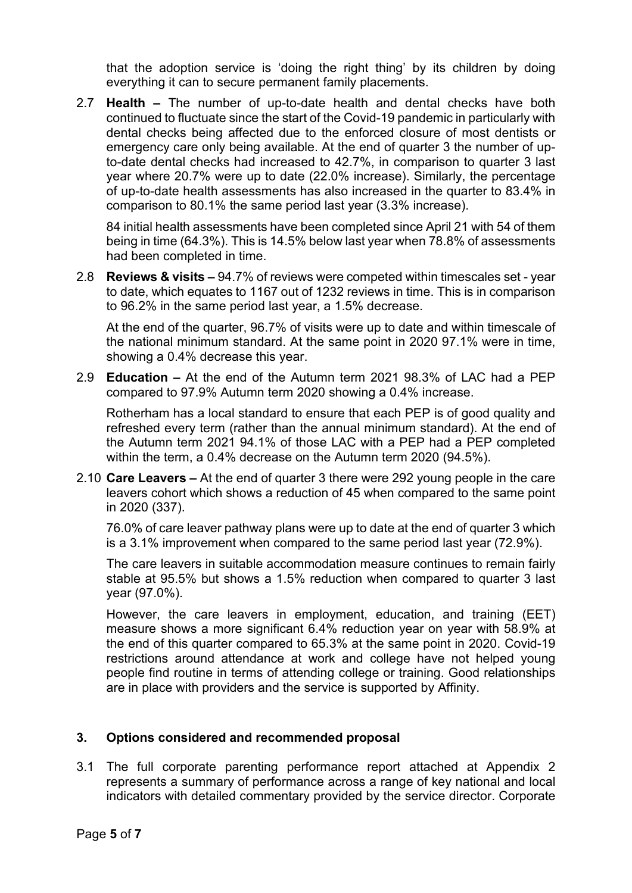that the adoption service is 'doing the right thing' by its children by doing everything it can to secure permanent family placements.

2.7 **Health –** The number of up-to-date health and dental checks have both continued to fluctuate since the start of the Covid-19 pandemic in particularly with dental checks being affected due to the enforced closure of most dentists or emergency care only being available. At the end of quarter 3 the number of up-to-date dental checks had increased to 42.7%, in comparison to quarter 3 last year where 20.7% were up to date (22.0% increase). Similarly, the percentage of up-to-date health assessments has also increased in the quarter to 83.4% in comparison to 80.1% the same period last year (3.3% increase).

   84 initial health assessments have been completed since April 21 with 54 of them being in time (64.3%). This is 14.5% below last year when 78.8% of assessments had been completed in time.

2.8 **Reviews & visits –** 94.7% of reviews were competed within timescales set - year to date, which equates to 1167 out of 1232 reviews in time. This is in comparison to 96.2% in the same period last year, a 1.5% decrease.

   At the end of the quarter, 96.7% of visits were up to date and within timescale of the national minimum standard. At the same point in 2020 97.1% were in time, showing a 0.4% decrease this year.

2.9 **Education –** At the end of the Autumn term 2021 98.3% of LAC had a PEP compared to 97.9% Autumn term 2020 showing a 0.4% increase.

   Rotherham has a local standard to ensure that each PEP is of good quality and refreshed every term (rather than the annual minimum standard). At the end of the Autumn term 2021 94.1% of those LAC with a PEP had a PEP completed within the term, a 0.4% decrease on the Autumn term 2020 (94.5%).

2.10 **Care Leavers –** At the end of quarter 3 there were 292 young people in the care leavers cohort which shows a reduction of 45 when compared to the same point in 2020 (337).

   76.0% of care leaver pathway plans were up to date at the end of quarter 3 which is a 3.1% improvement when compared to the same period last year (72.9%).

   The care leavers in suitable accommodation measure continues to remain fairly stable at 95.5% but shows a 1.5% reduction when compared to quarter 3 last year (97.0%).

   However, the care leavers in employment, education, and training (EET) measure shows a more significant 6.4% reduction year on year with 58.9% at the end of this quarter compared to 65.3% at the same point in 2020. Covid-19 restrictions around attendance at work and college have not helped young people find routine in terms of attending college or training. Good relationships are in place with providers and the service is supported by Affinity.

## 3. Options considered and recommended proposal

3.1 The full corporate parenting performance report attached at Appendix 2 represents a summary of performance across a range of key national and local indicators with detailed commentary provided by the service director. Corporate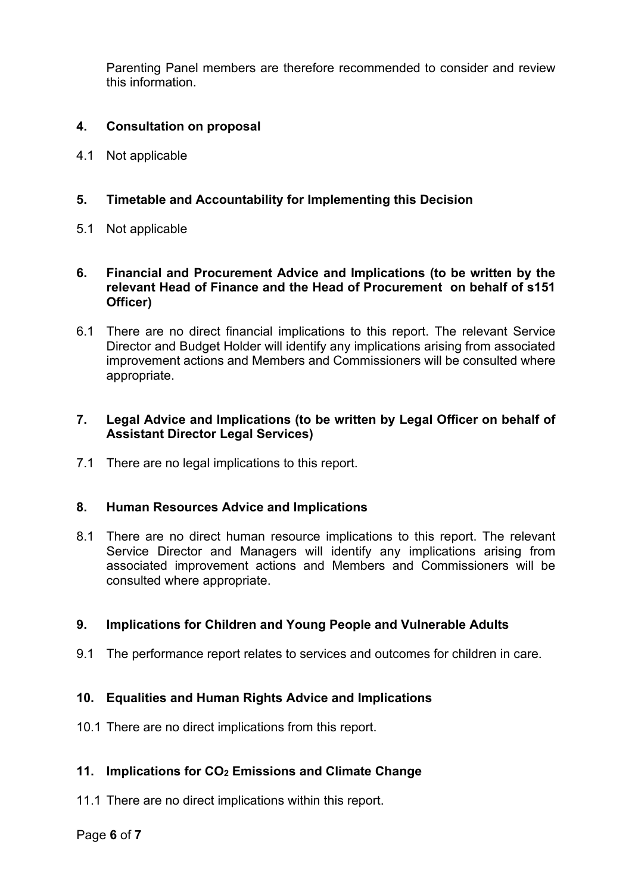Parenting Panel members are therefore recommended to consider and review this information.

## 4. Consultation on proposal

4.1 Not applicable

## 5. Timetable and Accountability for Implementing this Decision

5.1 Not applicable

## 6. Financial and Procurement Advice and Implications (to be written by the relevant Head of Finance and the Head of Procurement on behalf of s151 Officer)

6.1 There are no direct financial implications to this report. The relevant Service Director and Budget Holder will identify any implications arising from associated improvement actions and Members and Commissioners will be consulted where appropriate.

## 7. Legal Advice and Implications (to be written by Legal Officer on behalf of Assistant Director Legal Services)

7.1 There are no legal implications to this report.

## 8. Human Resources Advice and Implications

8.1 There are no direct human resource implications to this report. The relevant Service Director and Managers will identify any implications arising from associated improvement actions and Members and Commissioners will be consulted where appropriate.

## 9. Implications for Children and Young People and Vulnerable Adults

9.1 The performance report relates to services and outcomes for children in care.

## 10. Equalities and Human Rights Advice and Implications

10.1 There are no direct implications from this report.

## 11. Implications for $CO_2$ Emissions and Climate Change

11.1 There are no direct implications within this report.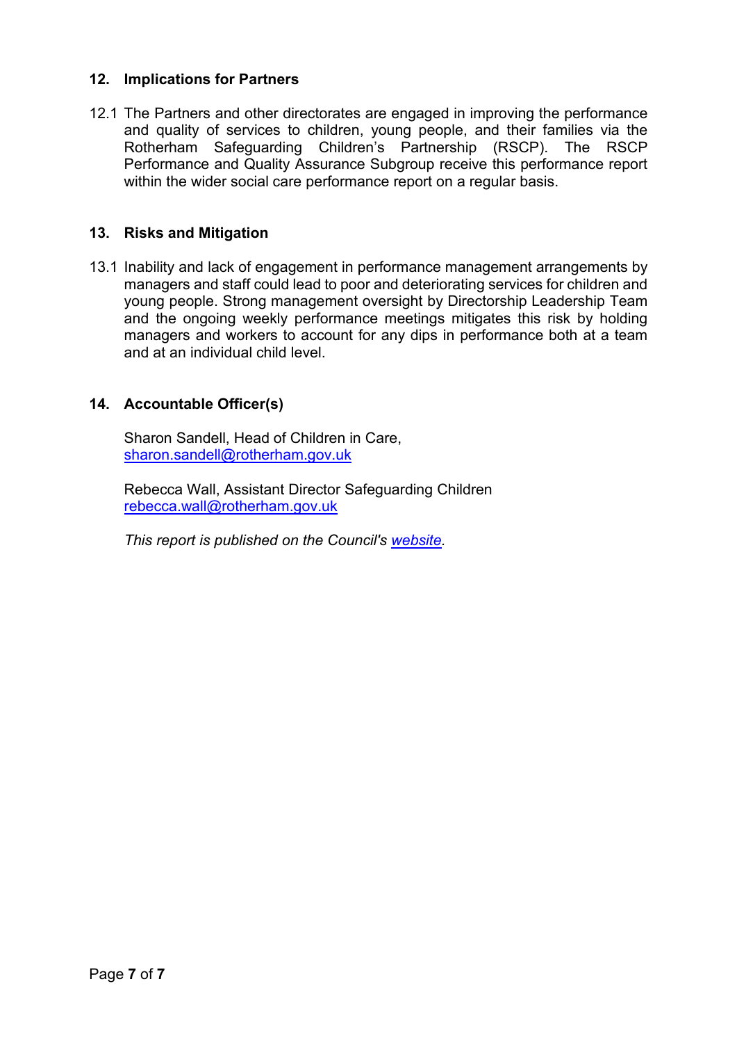## 12. Implications for Partners

12.1 The Partners and other directorates are engaged in improving the performance and quality of services to children, young people, and their families via the Rotherham Safeguarding Children's Partnership (RSCP). The RSCP Performance and Quality Assurance Subgroup receive this performance report within the wider social care performance report on a regular basis.

## 13. Risks and Mitigation

13.1 Inability and lack of engagement in performance management arrangements by managers and staff could lead to poor and deteriorating services for children and young people. Strong management oversight by Directorship Leadership Team and the ongoing weekly performance meetings mitigates this risk by holding managers and workers to account for any dips in performance both at a team and at an individual child level.

## 14. Accountable Officer(s)

Sharon Sandell, Head of Children in Care,
sharon.sandell@rotherham.gov.uk

Rebecca Wall, Assistant Director Safeguarding Children
rebecca.wall@rotherham.gov.uk

*This report is published on the Council's website.*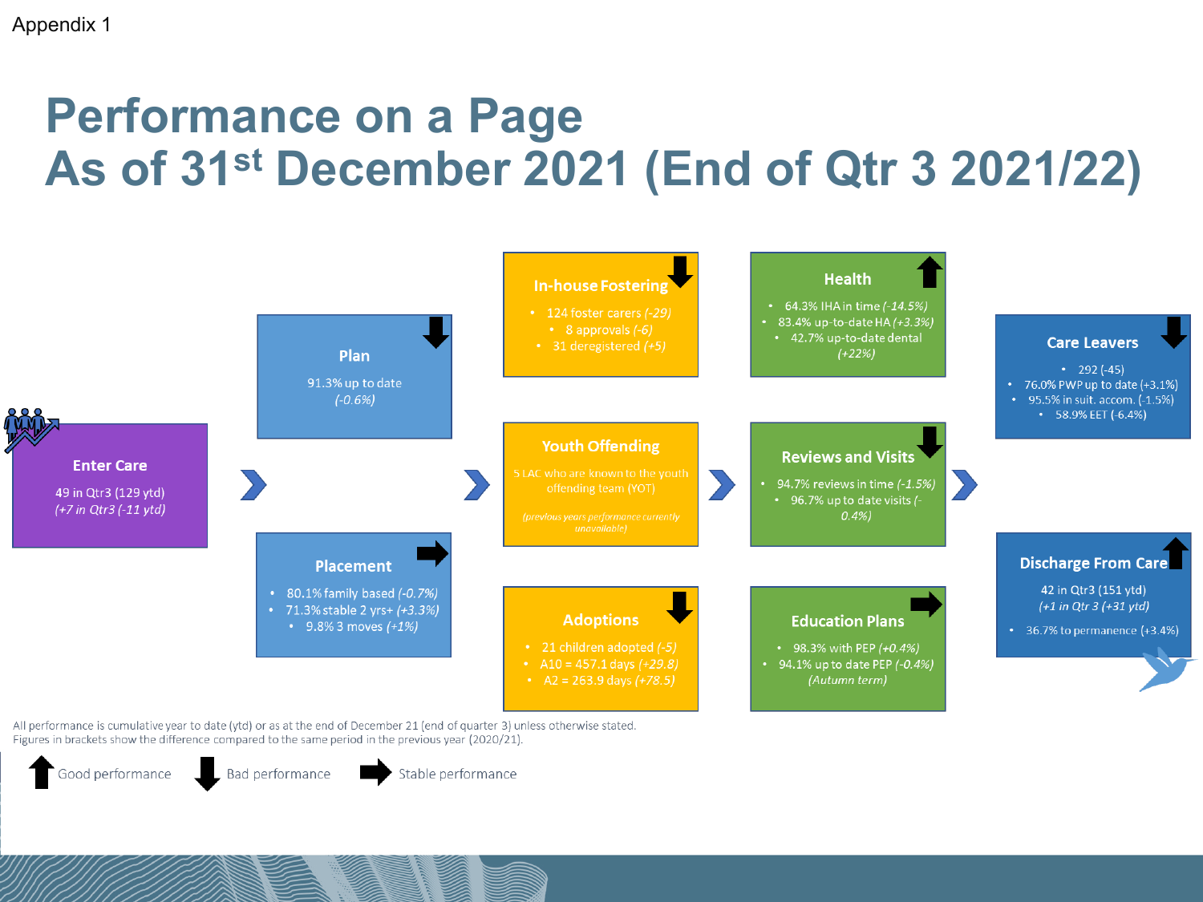Appendix 1

# Performance on a Page
# As of 31st December 2021 (End of Qtr 3 2021/22)

### Enter Care

49 in Qtr3 (129 ytd)
*(+7 in Qtr3 (-11 ytd)*

### Plan (Bad performance)

91.3% up to date
*(-0.6%)*

### Placement (Stable performance)

- 80.1% family based *(-0.7%)*
- 71.3% stable 2 yrs+ *(+3.3%)*
- 9.8% 3 moves *(+1%)*

### In-house Fostering (Bad performance)

- 124 foster carers *(-29)*
- 8 approvals *(-6)*
- 31 deregistered *(+5)*

### Youth Offending

5 LAC who are known to the youth offending team (YOT)

*(previous years performance currently unavailable)*

### Adoptions (Bad performance)

- 21 children adopted *(-5)*
- A10 = 457.1 days *(+29.8)*
- A2 = 263.9 days *(+78.5)*

### Health (Good performance)

- 64.3% IHA in time *(-14.5%)*
- 83.4% up-to-date HA *(+3.3%)*
- 42.7% up-to-date dental *(+22%)*

### Reviews and Visits (Bad performance)

- 94.7% reviews in time *(-1.5%)*
- 96.7% up to date visits *(-0.4%)*

### Education Plans (Stable performance)

- 98.3% with PEP *(+0.4%)*
- 94.1% up to date PEP *(-0.4%)*

*(Autumn term)*

### Care Leavers (Bad performance)

- 292 (-45)
- 76.0% PWP up to date (+3.1%)
- 95.5% in suit. accom. (-1.5%)
- 58.9% EET (-6.4%)

### Discharge From Care (Good performance)

42 in Qtr3 (151 ytd)
*(+1 in Qtr 3 (+31 ytd)*

- 36.7% to permanence (+3.4%)

All performance is cumulative year to date (ytd) or as at the end of December 21 (end of quarter 3) unless otherwise stated.
Figures in brackets show the difference compared to the same period in the previous year (2020/21).

Key: ↑ Good performance; ↓ Bad performance; → Stable performance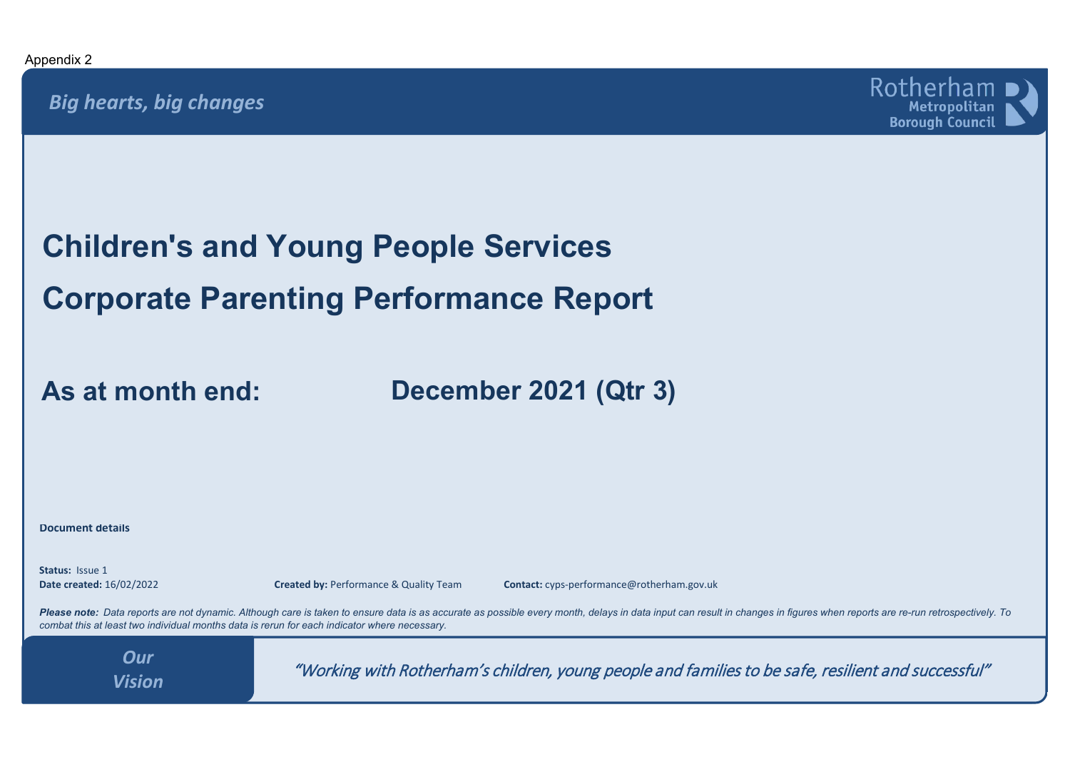Appendix 2

*Big hearts, big changes*

Rotherham Metropolitan Borough Council

# Children's and Young People Services

# Corporate Parenting Performance Report

## As at month end: December 2021 (Qtr 3)

**Document details**

**Status:** Issue 1
**Date created:** 16/02/2022 **Created by:** Performance & Quality Team **Contact:** cyps-performance@rotherham.gov.uk

***Please note:*** *Data reports are not dynamic. Although care is taken to ensure data is as accurate as possible every month, delays in data input can result in changes in figures when reports are re-run retrospectively. To combat this at least two individual months data is rerun for each indicator where necessary.*

**Our Vision**

*"Working with Rotherham's children, young people and families to be safe, resilient and successful"*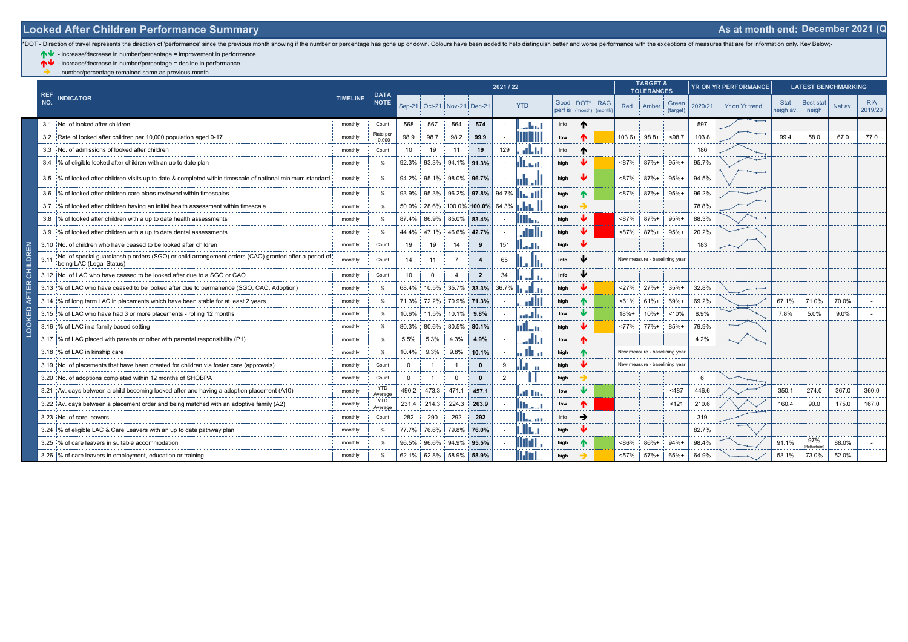# Looked After Children Performance Summary

**As at month end: December 2021 (Q**

*DOT - Direction of travel represents the direction of 'performance' since the previous month showing if the number or percentage has gone up or down. Colours have been added to help distinguish better and worse performance with the exceptions of measures that are for information only. Key Below;-

- ↑↓ - increase/decrease in number/percentage = improvement in performance
- ↑↓ - increase/decrease in number/percentage = decline in performance
- → - number/percentage remained same as previous month

| REF NO. | INDICATOR | TIMELINE | DATA NOTE | 2021 / 22 | | | | | | Good perf is | DOT* (month) | RAG (month) | TARGET & TOLERANCES | | | YR ON YR PERFORMANCE | | LATEST BENCHMARKING | | | |
|---|---|---|---|---|---|---|---|---|---|---|---|---|---|---|---|---|---|---|---|---|---|
| | | | | Sep-21 | Oct-21 | Nov-21 | Dec-21 | YTD | | | | | Red | Amber | Green (target) | 2020/21 | Yr on Yr trend | Stat neigh av. | Best stat neigh | Nat av. | RIA 2019/20 |
| 3.1 | No. of looked after children | monthly | Count | 568 | 567 | 564 | 574 | - | | info | ↑ | | | | | 597 | | | | | |
| 3.2 | Rate of looked after children per 10,000 population aged 0-17 | monthly | Rate per 10,000 | 98.9 | 98.7 | 98.2 | 99.9 | - | | low | ↑ | Amber | 103.6+ | 98.8+ | <98.7 | 103.8 | | 99.4 | 58.0 | 67.0 | 77.0 |
| 3.3 | No. of admissions of looked after children | monthly | Count | 10 | 19 | 11 | 19 | 129 | | info | ↑ | | | | | 186 | | | | | |
| 3.4 | % of eligible looked after children with an up to date plan | monthly | % | 92.3% | 93.3% | 94.1% | 91.3% | - | | high | ↓ | Amber | <87% | 87%+ | 95%+ | 95.7% | | | | | |
| 3.5 | % of looked after children visits up to date & completed within timescale of national minimum standard | monthly | % | 94.2% | 95.1% | 98.0% | 96.7% | - | | high | ↓ | Green | <87% | 87%+ | 95%+ | 94.5% | | | | | |
| 3.6 | % of looked after children care plans reviewed within timescales | monthly | % | 93.9% | 95.3% | 96.2% | 97.8% | 94.7% | | high | ↑ | Green | <87% | 87%+ | 95%+ | 96.2% | | | | | |
| 3.7 | % of looked after children having an initial health assessment within timescale | monthly | % | 50.0% | 28.6% | 100.0% | 100.0% | 64.3% | | high | → | | | | | 78.8% | | | | | |
| 3.8 | % of looked after children with a up to date health assessments | monthly | % | 87.4% | 86.9% | 85.0% | 83.4% | - | | high | ↓ | Red | <87% | 87%+ | 95%+ | 88.3% | | | | | |
| 3.9 | % of looked after children with a up to date dental assessments | monthly | % | 44.4% | 47.1% | 46.6% | 42.7% | - | | high | ↓ | Red | <87% | 87%+ | 95%+ | 20.2% | | | | | |
| 3.10 | No. of children who have ceased to be looked after children | monthly | Count | 19 | 19 | 14 | 9 | 151 | | high | ↓ | | | | | 183 | | | | | |
| 3.11 | No. of special guardianship orders (SGO) or child arrangement orders (CAO) granted after a period of being LAC (Legal Status) | monthly | Count | 14 | 11 | 7 | 4 | 65 | | info | ↓ | | New measure - baselining year | | | | | | | | |
| 3.12 | No. of LAC who have ceased to be looked after due to a SGO or CAO | monthly | Count | 10 | 0 | 4 | 2 | 34 | | info | ↓ | | | | | | | | | | |
| 3.13 | % of LAC who have ceased to be looked after due to permanence (SGO, CAO, Adoption) | monthly | % | 68.4% | 10.5% | 35.7% | 33.3% | 36.7% | | high | ↓ | Amber | <27% | 27%+ | 35%+ | 32.8% | | | | | |
| 3.14 | % of long term LAC in placements which have been stable for at least 2 years | monthly | % | 71.3% | 72.2% | 70.9% | 71.3% | - | | high | ↑ | Green | <61% | 61%+ | 69%+ | 69.2% | | 67.1% | 71.0% | 70.0% | - |
| 3.15 | % of LAC who have had 3 or more placements - rolling 12 months | monthly | % | 10.6% | 11.5% | 10.1% | 9.8% | - | | low | ↓ | Green | 18%+ | 10%+ | <10% | 8.9% | | 7.8% | 5.0% | 9.0% | - |
| 3.16 | % of LAC in a family based setting | monthly | % | 80.3% | 80.6% | 80.5% | 80.1% | - | | high | ↓ | Amber | <77% | 77%+ | 85%+ | 79.9% | | | | | |
| 3.17 | % of LAC placed with parents or other with parental responsibility (P1) | monthly | % | 5.5% | 5.3% | 4.3% | 4.9% | - | | low | ↑ | | | | | 4.2% | | | | | |
| 3.18 | % of LAC in kinship care | monthly | % | 10.4% | 9.3% | 9.8% | 10.1% | - | | high | ↑ | | New measure - baselining year | | | | | | | | |
| 3.19 | No. of placements that have been created for children via foster care (approvals) | monthly | Count | 0 | 1 | 1 | 0 | 9 | | high | ↓ | | New measure - baselining year | | | | | | | | |
| 3.20 | No. of adoptions completed within 12 months of SHOBPA | monthly | Count | 0 | 1 | 0 | 0 | 2 | | high | → | | | | | 6 | | | | | |
| 3.21 | Av. days between a child becoming looked after and having a adoption placement (A10) | monthly | YTD Average | 490.2 | 473.3 | 471.1 | 457.1 | - | | low | ↓ | Green | | | <487 | 446.6 | | 350.1 | 274.0 | 367.0 | 360.0 |
| 3.22 | Av. days between a placement order and being matched with an adoptive family (A2) | monthly | YTD Average | 231.4 | 214.3 | 224.3 | 263.9 | - | | low | ↑ | Red | | | <121 | 210.6 | | 160.4 | 90.0 | 175.0 | 167.0 |
| 3.23 | No. of care leavers | monthly | Count | 282 | 290 | 292 | 292 | - | | info | → | | | | | 319 | | | | | |
| 3.24 | % of eligible LAC & Care Leavers with an up to date pathway plan | monthly | % | 77.7% | 76.6% | 79.8% | 76.0% | - | | high | ↓ | | | | | 82.7% | | | | | |
| 3.25 | % of care leavers in suitable accommodation | monthly | % | 96.5% | 96.6% | 94.9% | 95.5% | - | | high | ↑ | Green | <86% | 86%+ | 94%+ | 98.4% | | 91.1% | 97% (Rotherham) | 88.0% | - |
| 3.26 | % of care leavers in employment, education or training | monthly | % | 62.1% | 62.8% | 58.9% | 58.9% | - | | high | → | Green | <57% | 57%+ | 65%+ | 64.9% | | 53.1% | 73.0% | 52.0% | - |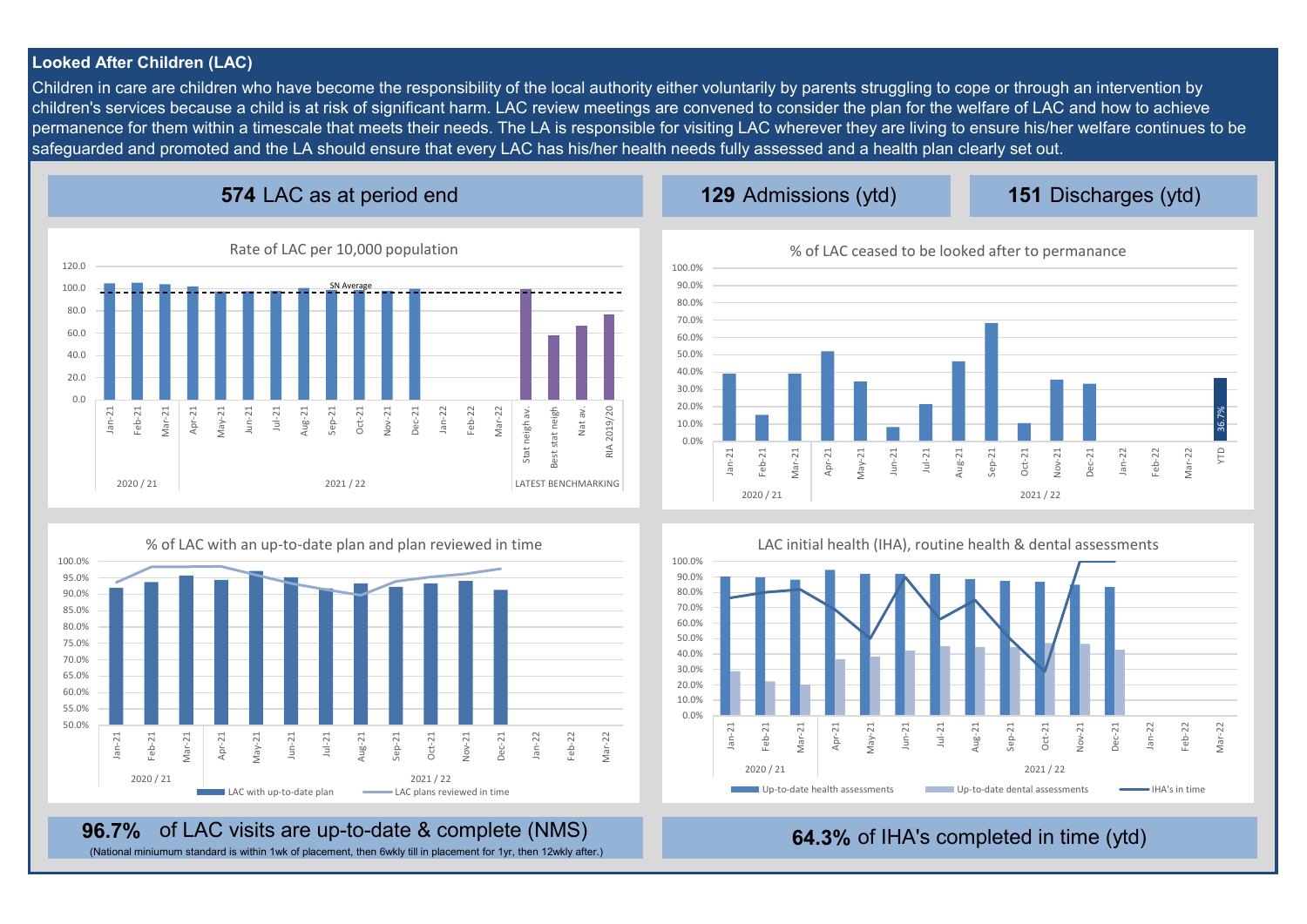## Looked After Children (LAC)

Children in care are children who have become the responsibility of the local authority either voluntarily by parents struggling to cope or through an intervention by children's services because a child is at risk of significant harm. LAC review meetings are convened to consider the plan for the welfare of LAC and how to achieve permanence for them within a timescale that meets their needs. The LA is responsible for visiting LAC wherever they are living to ensure his/her welfare continues to be safeguarded and promoted and the LA should ensure that every LAC has his/her health needs fully assessed and a health plan clearly set out.

**574** LAC as at period end

**129** Admissions (ytd)

**151** Discharges (ytd)

Rate of LAC per 10,000 population

% of LAC ceased to be looked after to permanance

% of LAC with an up-to-date plan and plan reviewed in time

LAC initial health (IHA), routine health & dental assessments

**96.7%** of LAC visits are up-to-date & complete (NMS)

(National miniumum standard is within 1wk of placement, then 6wkly till in placement for 1yr, then 12wkly after.)

**64.3%** of IHA's completed in time (ytd)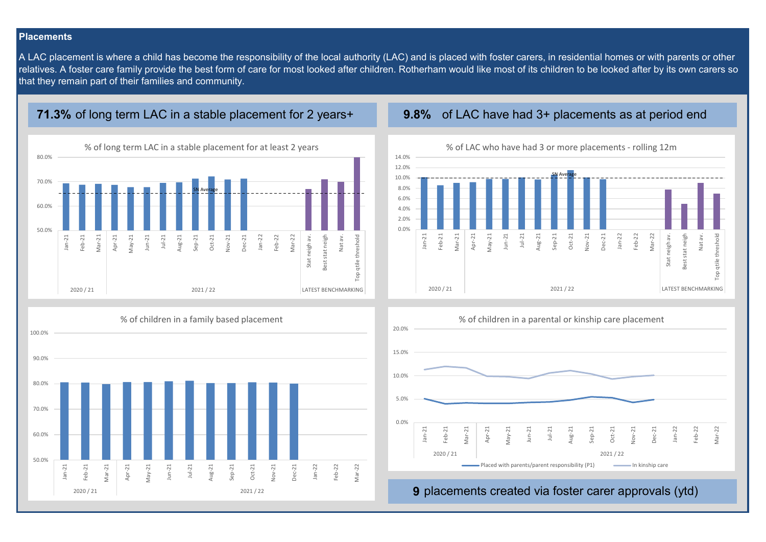## Placements

A LAC placement is where a child has become the responsibility of the local authority (LAC) and is placed with foster carers, in residential homes or with parents or other relatives. A foster care family provide the best form of care for most looked after children. Rotherham would like most of its children to be looked after by its own carers so that they remain part of their families and community.

**71.3%** of long term LAC in a stable placement for 2 years+

% of long term LAC in a stable placement for at least 2 years

**9.8%** of LAC have had 3+ placements as at period end

% of LAC who have had 3 or more placements - rolling 12m

% of children in a family based placement

% of children in a parental or kinship care placement

**9** placements created via foster carer approvals (ytd)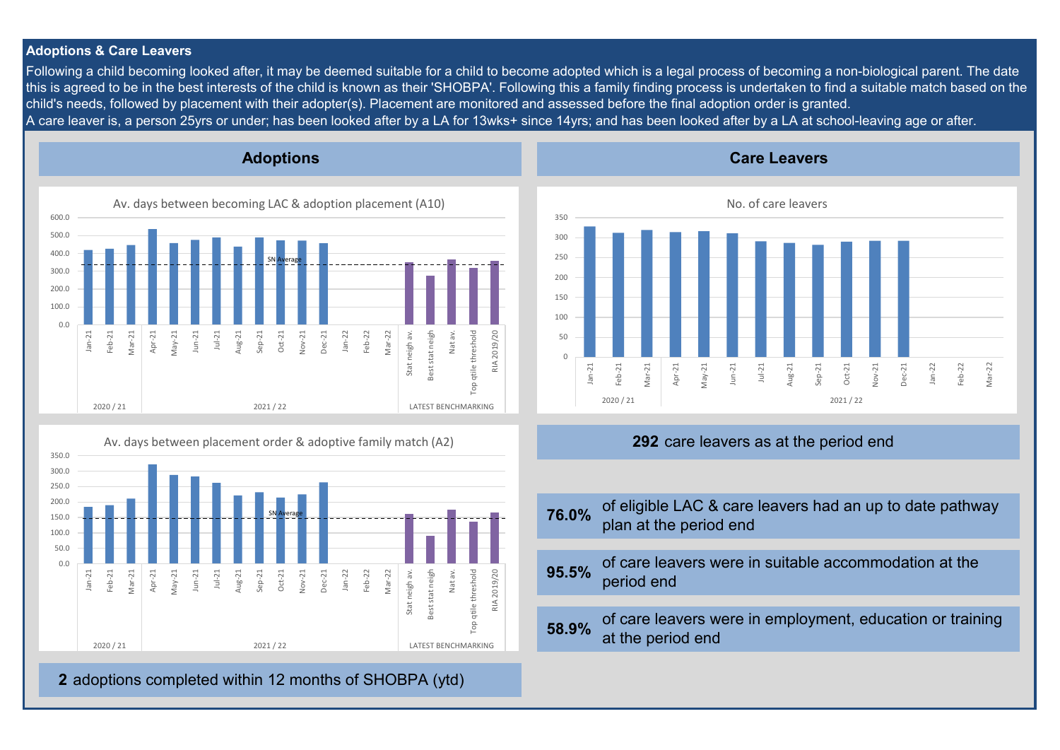## Adoptions & Care Leavers

Following a child becoming looked after, it may be deemed suitable for a child to become adopted which is a legal process of becoming a non-biological parent. The date this is agreed to be in the best interests of the child is known as their 'SHOBPA'. Following this a family finding process is undertaken to find a suitable match based on the child's needs, followed by placement with their adopter(s). Placement are monitored and assessed before the final adoption order is granted.

A care leaver is, a person 25yrs or under; has been looked after by a LA for 13wks+ since 14yrs; and has been looked after by a LA at school-leaving age or after.

### Adoptions

Av. days between becoming LAC & adoption placement (A10)

600.0
500.0
400.0
300.0
200.0
100.0
0.0

SN Average

Jan-21 Feb-21 Mar-21 Apr-21 May-21 Jun-21 Jul-21 Aug-21 Sep-21 Oct-21 Nov-21 Dec-21 Jan-22 Feb-22 Mar-22 Stat neigh av. Best stat neigh Nat av. Top qtile threshold RIA 2019/20

2020 / 21 | 2021 / 22 | LATEST BENCHMARKING

Av. days between placement order & adoptive family match (A2)

350.0
300.0
250.0
200.0
150.0
100.0
50.0
0.0

SN Average

Jan-21 Feb-21 Mar-21 Apr-21 May-21 Jun-21 Jul-21 Aug-21 Sep-21 Oct-21 Nov-21 Dec-21 Jan-22 Feb-22 Mar-22 Stat neigh av. Best stat neigh Nat av. Top qtile threshold RIA 2019/20

2020 / 21 | 2021 / 22 | LATEST BENCHMARKING

**2** adoptions completed within 12 months of SHOBPA (ytd)

### Care Leavers

No. of care leavers

350
300
250
200
150
100
50
0

Jan-21 Feb-21 Mar-21 Apr-21 May-21 Jun-21 Jul-21 Aug-21 Sep-21 Oct-21 Nov-21 Dec-21 Jan-22 Feb-22 Mar-22

2020 / 21 | 2021 / 22

**292** care leavers as at the period end

**76.0%** of eligible LAC & care leavers had an up to date pathway plan at the period end

**95.5%** of care leavers were in suitable accommodation at the period end

**58.9%** of care leavers were in employment, education or training at the period end